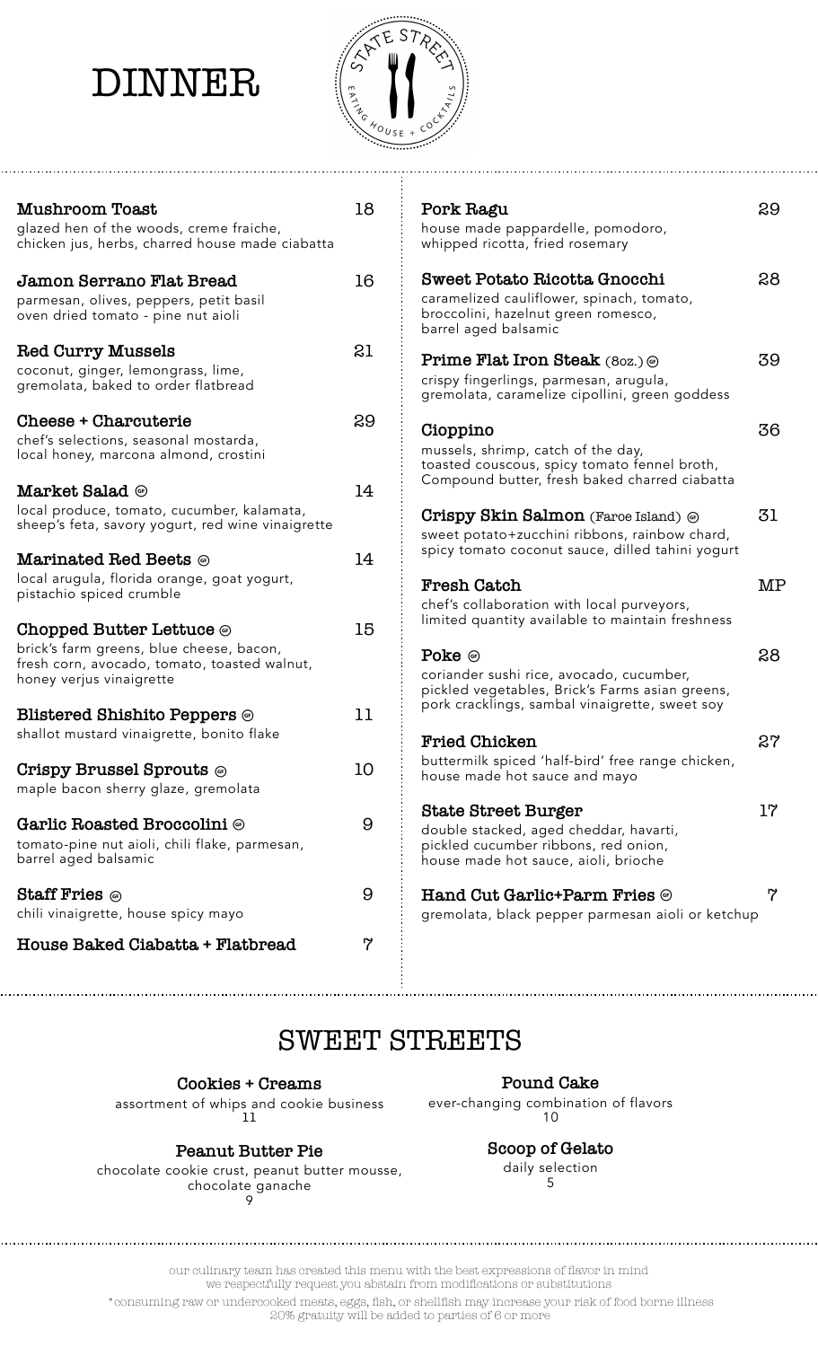# DINNER

STATE STREET EATING HOUSE + COCKTAILS

**Mushroom Toast** 18
glazed hen of the woods, creme fraiche, chicken jus, herbs, charred house made ciabatta

**Jamon Serrano Flat Bread** 16
parmesan, olives, peppers, petit basil oven dried tomato - pine nut aioli

**Red Curry Mussels** 21
coconut, ginger, lemongrass, lime, gremolata, baked to order flatbread

**Cheese + Charcuterie** 29
chef's selections, seasonal mostarda, local honey, marcona almond, crostini

**Market Salad** (GF) 14
local produce, tomato, cucumber, kalamata, sheep's feta, savory yogurt, red wine vinaigrette

**Marinated Red Beets** (GF) 14
local arugula, florida orange, goat yogurt, pistachio spiced crumble

**Chopped Butter Lettuce** (GF) 15
brick's farm greens, blue cheese, bacon, fresh corn, avocado, tomato, toasted walnut, honey verjus vinaigrette

**Blistered Shishito Peppers** (GF) 11
shallot mustard vinaigrette, bonito flake

**Crispy Brussel Sprouts** (GF) 10
maple bacon sherry glaze, gremolata

**Garlic Roasted Broccolini** (GF) 9
tomato-pine nut aioli, chili flake, parmesan, barrel aged balsamic

**Staff Fries** (GF) 9
chili vinaigrette, house spicy mayo

**House Baked Ciabatta + Flatbread** 7

**Pork Ragu** 29
house made pappardelle, pomodoro, whipped ricotta, fried rosemary

**Sweet Potato Ricotta Gnocchi** 28
caramelized cauliflower, spinach, tomato, broccolini, hazelnut green romesco, barrel aged balsamic

**Prime Flat Iron Steak** (8oz.) (GF) 39
crispy fingerlings, parmesan, arugula, gremolata, caramelize cipollini, green goddess

**Cioppino** 36
mussels, shrimp, catch of the day, toasted couscous, spicy tomato fennel broth, Compound butter, fresh baked charred ciabatta

**Crispy Skin Salmon** (Faroe Island) (GF) 31
sweet potato+zucchini ribbons, rainbow chard, spicy tomato coconut sauce, dilled tahini yogurt

**Fresh Catch** MP
chef's collaboration with local purveyors, limited quantity available to maintain freshness

**Poke** (GF) 28
coriander sushi rice, avocado, cucumber, pickled vegetables, Brick's Farms asian greens, pork cracklings, sambal vinaigrette, sweet soy

**Fried Chicken** 27
buttermilk spiced 'half-bird' free range chicken, house made hot sauce and mayo

**State Street Burger** 17
double stacked, aged cheddar, havarti, pickled cucumber ribbons, red onion, house made hot sauce, aioli, brioche

**Hand Cut Garlic+Parm Fries** (GF) 7
gremolata, black pepper parmesan aioli or ketchup

## SWEET STREETS

**Cookies + Creams**
assortment of whips and cookie business
11

**Peanut Butter Pie**
chocolate cookie crust, peanut butter mousse, chocolate ganache
9

**Pound Cake**
ever-changing combination of flavors
10

**Scoop of Gelato**
daily selection
5

our culinary team has created this menu with the best expressions of flavor in mind
we respectfully request you abstain from modifications or substitutions

*consuming raw or undercooked meats, eggs, fish, or shellfish may increase your risk of food borne illness
20% gratuity will be added to parties of 6 or more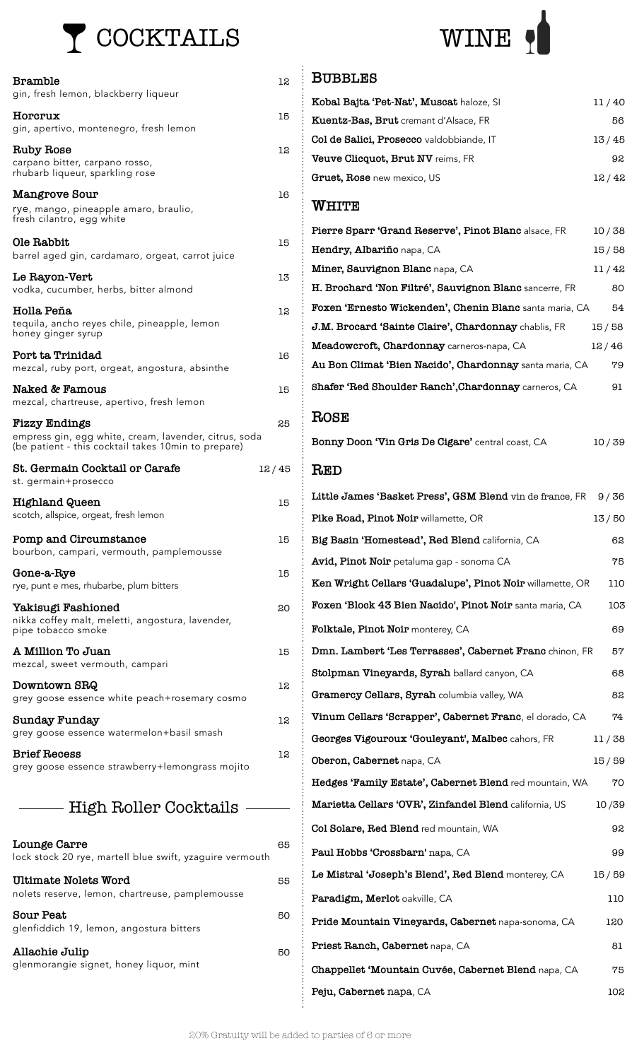# COCKTAILS

**Bramble** — 12
gin, fresh lemon, blackberry liqueur

**Horcrux** — 15
gin, apertivo, montenegro, fresh lemon

**Ruby Rose** — 12
carpano bitter, carpano rosso, rhubarb liqueur, sparkling rose

**Mangrove Sour** — 16
rye, mango, pineapple amaro, braulio, fresh cilantro, egg white

**Ole Rabbit** — 15
barrel aged gin, cardamaro, orgeat, carrot juice

**Le Rayon-Vert** — 13
vodka, cucumber, herbs, bitter almond

**Holla Peña** — 12
tequila, ancho reyes chile, pineapple, lemon honey ginger syrup

**Port ta Trinidad** — 16
mezcal, ruby port, orgeat, angostura, absinthe

**Naked & Famous** — 15
mezcal, chartreuse, apertivo, fresh lemon

**Fizzy Endings** — 25
empress gin, egg white, cream, lavender, citrus, soda (be patient - this cocktail takes 10min to prepare)

**St. Germain Cocktail or Carafe** — 12 / 45
st. germain+prosecco

**Highland Queen** — 15
scotch, allspice, orgeat, fresh lemon

**Pomp and Circumstance** — 15
bourbon, campari, vermouth, pamplemousse

**Gone-a-Rye** — 15
rye, punt e mes, rhubarbe, plum bitters

**Yakisugi Fashioned** — 20
nikka coffey malt, meletti, angostura, lavender, pipe tobacco smoke

**A Million To Juan** — 15
mezcal, sweet vermouth, campari

**Downtown SRQ** — 12
grey goose essence white peach+rosemary cosmo

**Sunday Funday** — 12
grey goose essence watermelon+basil smash

**Brief Recess** — 12
grey goose essence strawberry+lemongrass mojito

## High Roller Cocktails

**Lounge Carre** — 65
lock stock 20 rye, martell blue swift, yzaguire vermouth

**Ultimate Nolets Word** — 55
nolets reserve, lemon, chartreuse, pamplemousse

**Sour Peat** — 50
glenfiddich 19, lemon, angostura bitters

**Allachie Julip** — 50
glenmorangie signet, honey liquor, mint

# WINE

## Bubbles

| | |
|---|---|
| **Kobal Bajta 'Pet-Nat', Muscat** haloze, SI | 11 / 40 |
| **Kuentz-Bas, Brut** cremant d'Alsace, FR | 56 |
| **Col de Salici, Prosecco** valdobbiande, IT | 13 / 45 |
| **Veuve Clicquot, Brut NV** reims, FR | 92 |
| **Gruet, Rose** new mexico, US | 12 / 42 |

## White

| | |
|---|---|
| **Pierre Sparr 'Grand Reserve', Pinot Blanc** alsace, FR | 10 / 38 |
| **Hendry, Albariño** napa, CA | 15 / 58 |
| **Miner, Sauvignon Blanc** napa, CA | 11 / 42 |
| **H. Brochard 'Non Filtré', Sauvignon Blanc** sancerre, FR | 80 |
| **Foxen 'Ernesto Wickenden', Chenin Blanc** santa maria, CA | 54 |
| **J.M. Brocard 'Sainte Claire', Chardonnay** chablis, FR | 15 / 58 |
| **Meadowcroft, Chardonnay** carneros-napa, CA | 12 / 46 |
| **Au Bon Climat 'Bien Nacido', Chardonnay** santa maria, CA | 79 |
| **Shafer 'Red Shoulder Ranch', Chardonnay** carneros, CA | 91 |

## Rose

| | |
|---|---|
| **Bonny Doon 'Vin Gris De Cigare'** central coast, CA | 10 / 39 |

## Red

| | |
|---|---|
| **Little James 'Basket Press', GSM Blend** vin de france, FR | 9 / 36 |
| **Pike Road, Pinot Noir** willamette, OR | 13 / 50 |
| **Big Basin 'Homestead', Red Blend** california, CA | 62 |
| **Avid, Pinot Noir** petaluma gap - sonoma CA | 75 |
| **Ken Wright Cellars 'Guadalupe', Pinot Noir** willamette, OR | 110 |
| **Foxen 'Block 43 Bien Nacido', Pinot Noir** santa maria, CA | 103 |
| **Folktale, Pinot Noir** monterey, CA | 69 |
| **Dmn. Lambert 'Les Terrasses', Cabernet Franc** chinon, FR | 57 |
| **Stolpman Vineyards, Syrah** ballard canyon, CA | 68 |
| **Gramercy Cellars, Syrah** columbia valley, WA | 82 |
| **Vinum Cellars 'Scrapper', Cabernet Franc**, el dorado, CA | 74 |
| **Georges Vigouroux 'Gouleyant', Malbec** cahors, FR | 11 / 38 |
| **Oberon, Cabernet** napa, CA | 15 / 59 |
| **Hedges 'Family Estate', Cabernet Blend** red mountain, WA | 70 |
| **Marietta Cellars 'OVR', Zinfandel Blend** california, US | 10 / 39 |
| **Col Solare, Red Blend** red mountain, WA | 92 |
| **Paul Hobbs 'Crossbarn'** napa, CA | 99 |
| **Le Mistral 'Joseph's Blend', Red Blend** monterey, CA | 15 / 59 |
| **Paradigm, Merlot** oakville, CA | 110 |
| **Pride Mountain Vineyards, Cabernet** napa-sonoma, CA | 120 |
| **Priest Ranch, Cabernet** napa, CA | 81 |
| **Chappellet 'Mountain Cuvée, Cabernet Blend** napa, CA | 75 |
| **Peju, Cabernet** napa, CA | 102 |

20% Gratuity will be added to parties of 6 or more